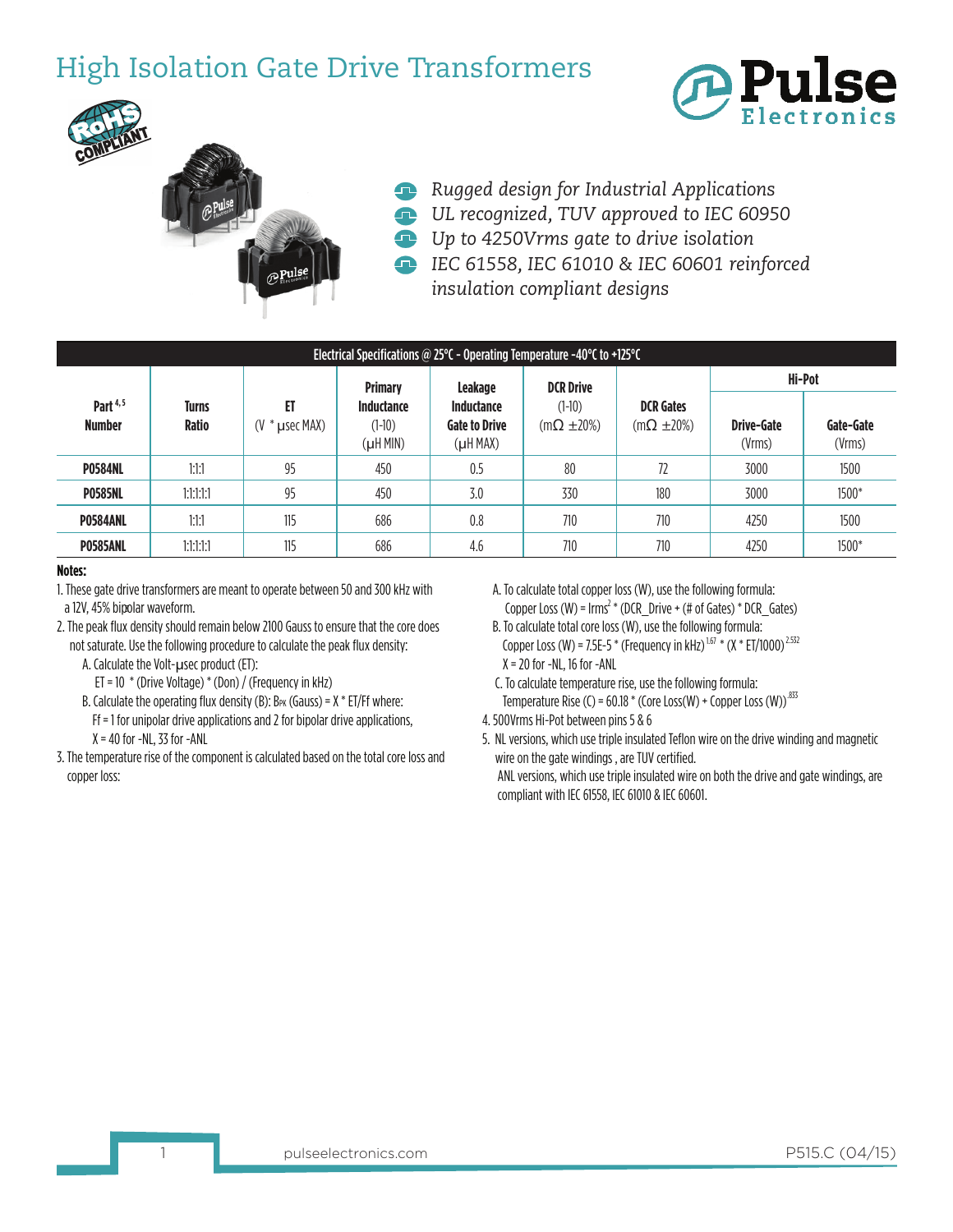# High Isolation Gate Drive Transformers

- *Rugged design for Industrial Applications*
- *UL recognized, TUV approved to IEC 60950*
- *Up to 4250Vrms gate to drive isolation*
- *IEC 61558, IEC 61010 & IEC 60601 reinforced insulation compliant designs*

| Electrical Specifications @ 25°C - Operating Temperature -40°C to +125°C | | | | | | | | |
|---|---|---|---|---|---|---|---|---|
| **Part [4,5] Number** | **Turns Ratio** | **ET** (V * µsec MAX) | **Primary Inductance** (1-10) (µH MIN) | **Leakage Inductance Gate to Drive** (µH MAX) | **DCR Drive** (1-10) (mΩ ±20%) | **DCR Gates** (mΩ ±20%) | **Hi-Pot** | |
| | | | | | | | **Drive-Gate** (Vrms) | **Gate-Gate** (Vrms) |
| **P0584NL** | 1:1:1 | 95 | 450 | 0.5 | 80 | 72 | 3000 | 1500 |
| **P0585NL** | 1:1:1:1:1 | 95 | 450 | 3.0 | 330 | 180 | 3000 | 1500* |
| **P0584ANL** | 1:1:1 | 115 | 686 | 0.8 | 710 | 710 | 4250 | 1500 |
| **P0585ANL** | 1:1:1:1:1 | 115 | 686 | 4.6 | 710 | 710 | 4250 | 1500* |

**Notes:**

1. These gate drive transformers are meant to operate between 50 and 300 kHz with a 12V, 45% bipolar waveform.
2. The peak flux density should remain below 2100 Gauss to ensure that the core does not saturate. Use the following procedure to calculate the peak flux density:
   A. Calculate the Volt-µsec product (ET):
      ET = 10 * (Drive Voltage) * (Don) / (Frequency in kHz)
   B. Calculate the operating flux density (B): $B_{PK}$ (Gauss) = X * ET/Ff where:
      Ff = 1 for unipolar drive applications and 2 for bipolar drive applications,
      X = 40 for -NL, 33 for -ANL
3. The temperature rise of the component is calculated based on the total core loss and copper loss:
   A. To calculate total copper loss (W), use the following formula:
      Copper Loss (W) = $Irms^2$ * (DCR_Drive + (# of Gates) * DCR_Gates)
   B. To calculate total core loss (W), use the following formula:
      Copper Loss (W) = 7.5E-5 * (Frequency in kHz)$^{1.67}$ * (X * ET/1000)$^{2.532}$
      X = 20 for -NL, 16 for -ANL
   C. To calculate temperature rise, use the following formula:
      Temperature Rise (C) = 60.18 * (Core Loss(W) + Copper Loss (W))$^{.833}$
4. 500Vrms Hi-Pot between pins 5 & 6
5. NL versions, which use triple insulated Teflon wire on the drive winding and magnetic wire on the gate windings , are TUV certified.
   ANL versions, which use triple insulated wire on both the drive and gate windings, are compliant with IEC 61558, IEC 61010 & IEC 60601.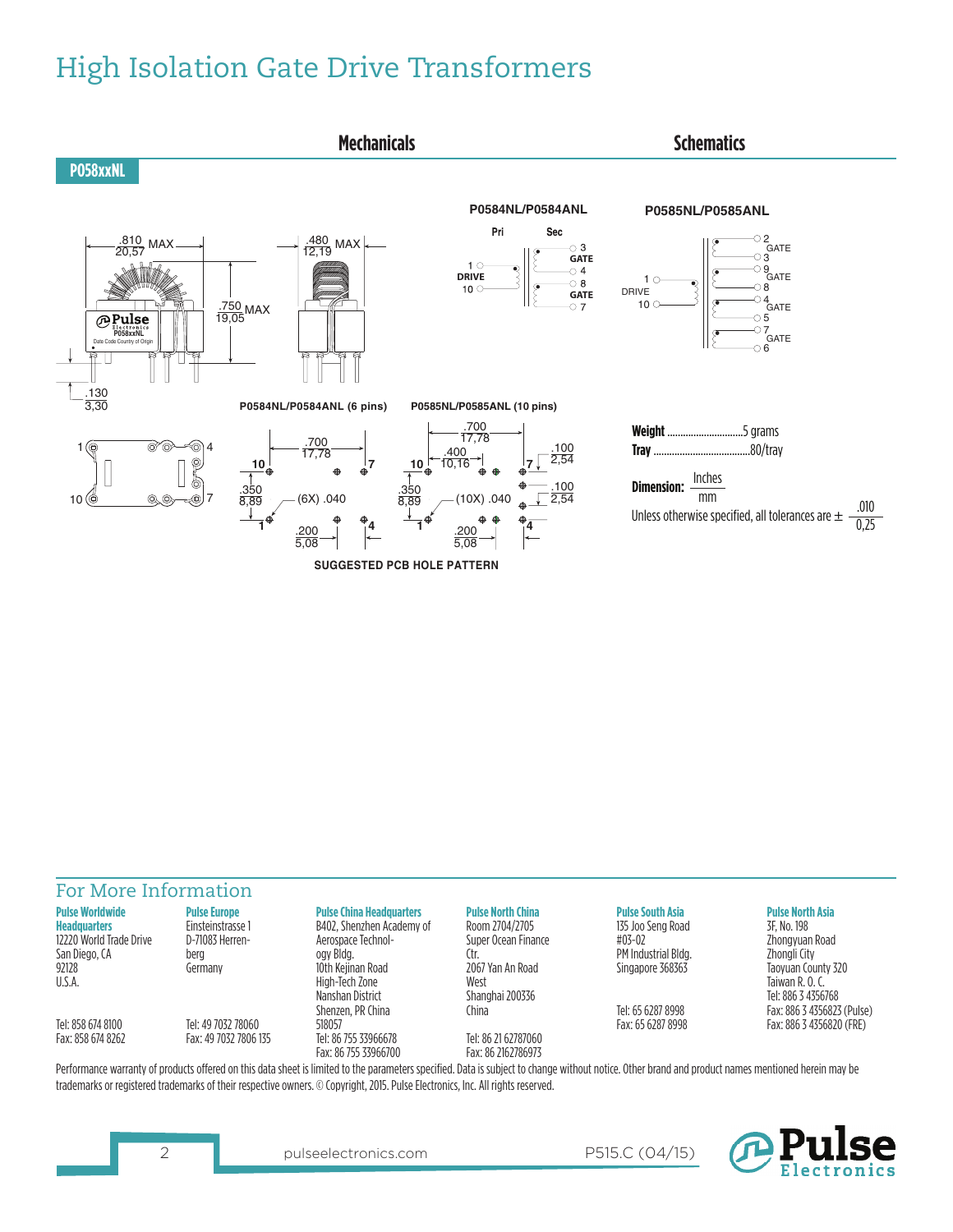# High Isolation Gate Drive Transformers

## Mechanicals

## Schematics

**P058xxNL**

.810 MAX
20,57

.480 MAX
12,19

.750 MAX
19,05

.130
3,30

P0584NL/P0584ANL

Pri Sec

1 DRIVE 10

3 GATE 4

8 GATE 7

P0585NL/P0585ANL

1 DRIVE 10

2 GATE 3

9 GATE 8

4 GATE 5

7 GATE 6

P0584NL/P0584ANL (6 pins)

P0585NL/P0585ANL (10 pins)

.700
17,78

.350
8,89

(6X) .040

.200
5,08

.700
17,78

.400
10,16

.100
2,54

.350
8,89

(10X) .040

.100
2,54

.200
5,08

SUGGESTED PCB HOLE PATTERN

**Weight** ............................5 grams
**Tray** ....................................80/tray

**Dimension:** Inches / mm

Unless otherwise specified, all tolerances are ± .010 / 0,25

## For More Information

**Pulse Worldwide Headquarters**
12220 World Trade Drive
San Diego, CA
92128
U.S.A.

Tel: 858 674 8100
Fax: 858 674 8262

**Pulse Europe**
Einsteinstrasse 1
D-71083 Herrenberg
Germany

Tel: 49 7032 78060
Fax: 49 7032 7806 135

**Pulse China Headquarters**
B402, Shenzhen Academy of Aerospace Technology Bldg.
10th Kejinan Road
High-Tech Zone
Nanshan District
Shenzen, PR China
518057
Tel: 86 755 33966678
Fax: 86 755 33966700

**Pulse North China**
Room 2704/2705
Super Ocean Finance Ctr.
2067 Yan An Road West
Shanghai 200336
China

Tel: 86 21 62787060
Fax: 86 2162786973

**Pulse South Asia**
135 Joo Seng Road
#03-02
PM Industrial Bldg.
Singapore 368363

Tel: 65 6287 8998
Fax: 65 6287 8998

**Pulse North Asia**
3F, No. 198
Zhongyuan Road
Zhongli City
Taoyuan County 320
Taiwan R. O. C.
Tel: 886 3 4356768
Fax: 886 3 4356823 (Pulse)
Fax: 886 3 4356820 (FRE)

Performance warranty of products offered on this data sheet is limited to the parameters specified. Data is subject to change without notice. Other brand and product names mentioned herein may be trademarks or registered trademarks of their respective owners. © Copyright, 2015. Pulse Electronics, Inc. All rights reserved.

pulseelectronics.com P515.C (04/15)